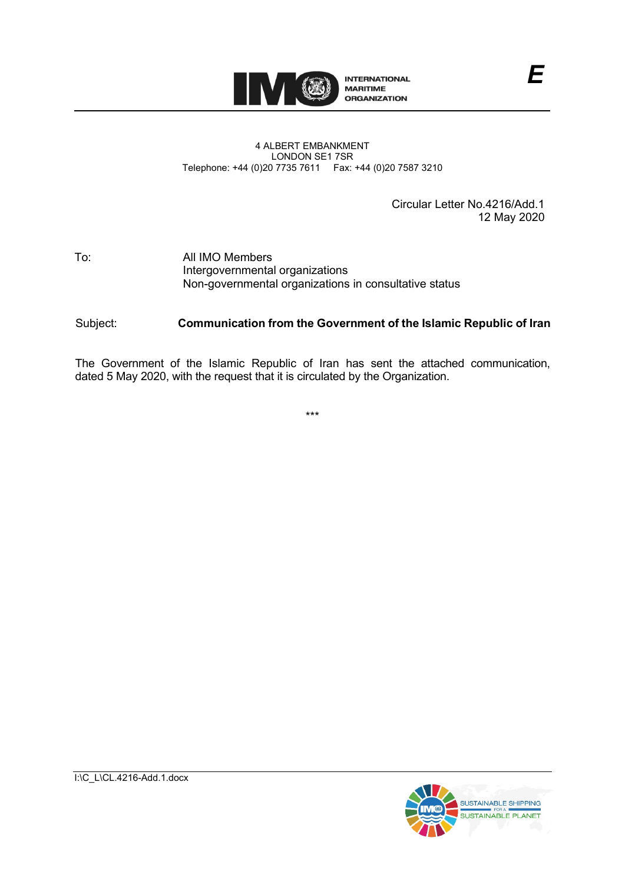INTERNATIONAL MARITIME ORGANIZATION

*E*

4 ALBERT EMBANKMENT
LONDON SE1 7SR
Telephone: +44 (0)20 7735 7611 Fax: +44 (0)20 7587 3210

Circular Letter No.4216/Add.1
12 May 2020

To: All IMO Members
Intergovernmental organizations
Non-governmental organizations in consultative status

Subject: **Communication from the Government of the Islamic Republic of Iran**

The Government of the Islamic Republic of Iran has sent the attached communication, dated 5 May 2020, with the request that it is circulated by the Organization.

***

I:\C_L\CL.4216-Add.1.docx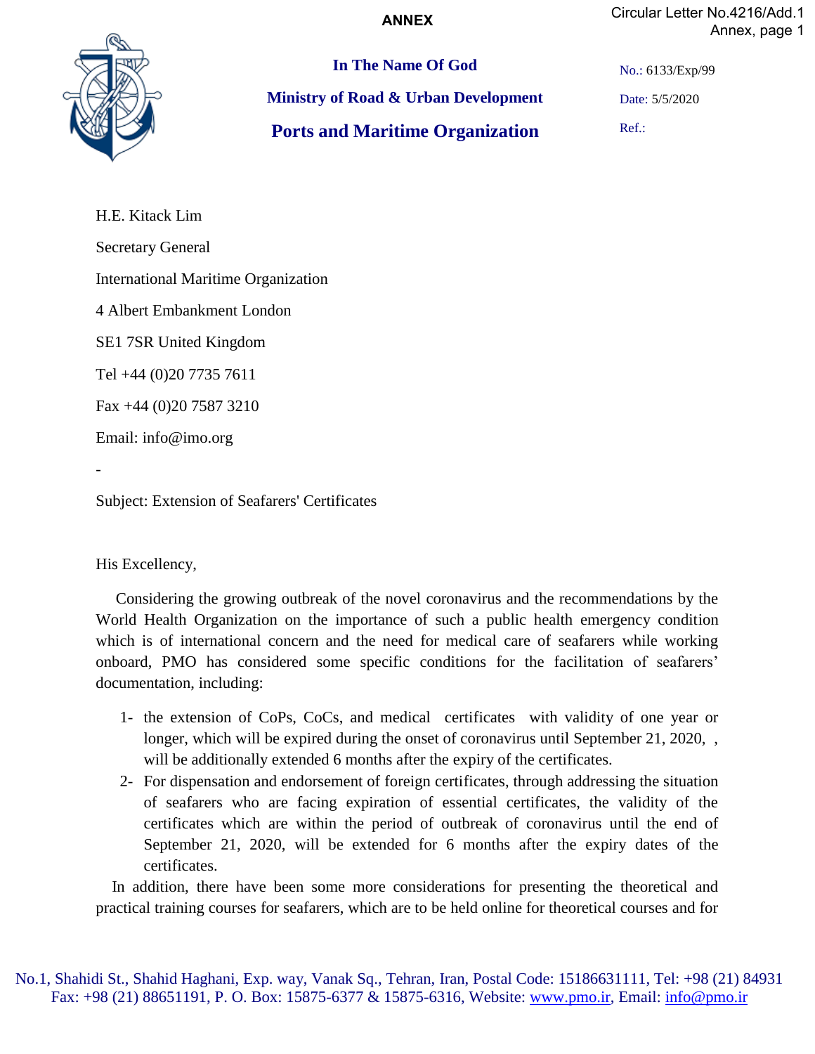ANNEX

**In The Name Of God**

**Ministry of Road & Urban Development**

**Ports and Maritime Organization**

No.: 6133/Exp/99

Date: 5/5/2020

Ref.:

H.E. Kitack Lim

Secretary General

International Maritime Organization

4 Albert Embankment London

SE1 7SR United Kingdom

Tel +44 (0)20 7735 7611

Fax +44 (0)20 7587 3210

Email: info@imo.org

-

Subject: Extension of Seafarers' Certificates

His Excellency,

Considering the growing outbreak of the novel coronavirus and the recommendations by the World Health Organization on the importance of such a public health emergency condition which is of international concern and the need for medical care of seafarers while working onboard, PMO has considered some specific conditions for the facilitation of seafarers' documentation, including:

1- the extension of CoPs, CoCs, and medical certificates with validity of one year or longer, which will be expired during the onset of coronavirus until September 21, 2020, , will be additionally extended 6 months after the expiry of the certificates.
2- For dispensation and endorsement of foreign certificates, through addressing the situation of seafarers who are facing expiration of essential certificates, the validity of the certificates which are within the period of outbreak of coronavirus until the end of September 21, 2020, will be extended for 6 months after the expiry dates of the certificates.

In addition, there have been some more considerations for presenting the theoretical and practical training courses for seafarers, which are to be held online for theoretical courses and for

No.1, Shahidi St., Shahid Haghani, Exp. way, Vanak Sq., Tehran, Iran, Postal Code: 15186631111, Tel: +98 (21) 84931 Fax: +98 (21) 88651191, P. O. Box: 15875-6377 & 15875-6316, Website: www.pmo.ir, Email: info@pmo.ir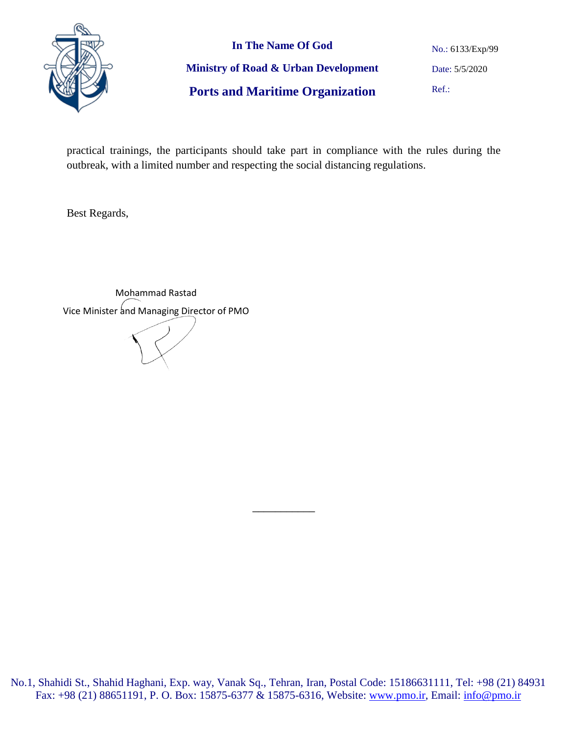practical trainings, the participants should take part in compliance with the rules during the outbreak, with a limited number and respecting the social distancing regulations.

Best Regards,

Mohammad Rastad

Vice Minister and Managing Director of PMO